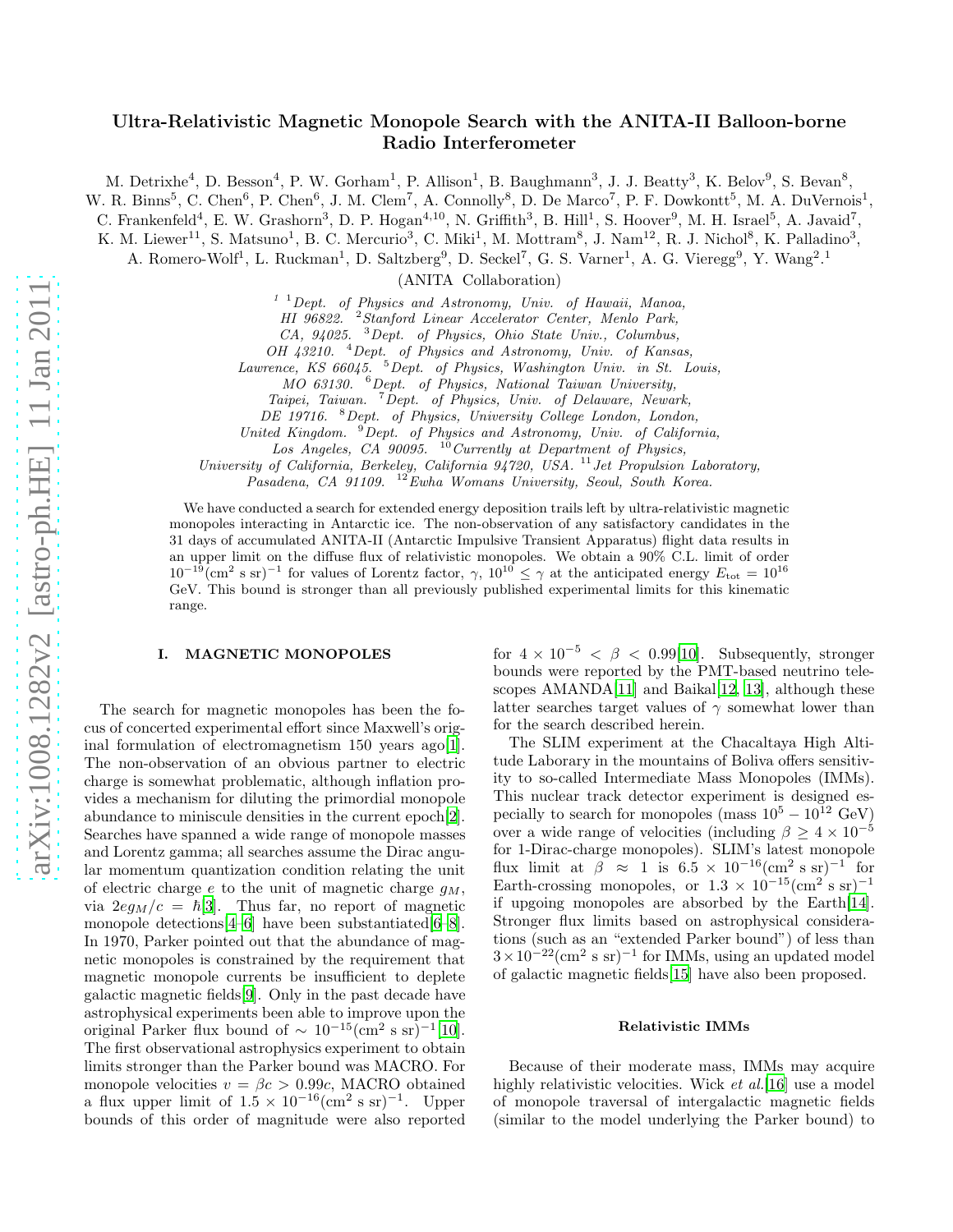# Ultra-Relativistic Magnetic Monopole Search with the ANITA-II Balloon-borne Radio Interferometer

M. Detrixhe[4], D. Besson[4], P. W. Gorham[1], P. Allison[1], B. Baughmann[3], J. J. Beatty[3], K. Belov[9], S. Bevan[8], W. R. Binns[5], C. Chen[6], P. Chen[6], J. M. Clem[7], A. Connolly[8], D. De Marco[7], P. F. Dowkontt[5], M. A. DuVernois[1], C. Frankenfeld[4], E. W. Grashorn[3], D. P. Hogan[4,10], N. Griffith[3], B. Hill[1], S. Hoover[9], M. H. Israel[5], A. Javaid[7], K. M. Liewer[11], S. Matsuno[1], B. C. Mercurio[3], C. Miki[1], M. Mottram[8], J. Nam[12], R. J. Nichol[8], K. Palladino[3], A. Romero-Wolf[1], L. Ruckman[1], D. Saltzberg[9], D. Seckel[7], G. S. Varner[1], A. G. Vieregg[9], Y. Wang[2].[1]

(ANITA Collaboration)

[1] [1]Dept. of Physics and Astronomy, Univ. of Hawaii, Manoa, HI 96822. [2]Stanford Linear Accelerator Center, Menlo Park, CA, 94025. [3]Dept. of Physics, Ohio State Univ., Columbus, OH 43210. [4]Dept. of Physics and Astronomy, Univ. of Kansas, Lawrence, KS 66045. [5]Dept. of Physics, Washington Univ. in St. Louis, MO 63130. [6]Dept. of Physics, National Taiwan University, Taipei, Taiwan. [7]Dept. of Physics, Univ. of Delaware, Newark, DE 19716. [8]Dept. of Physics, University College London, London, United Kingdom. [9]Dept. of Physics and Astronomy, Univ. of California, Los Angeles, CA 90095. [10]Currently at Department of Physics, University of California, Berkeley, California 94720, USA. [11]Jet Propulsion Laboratory, Pasadena, CA 91109. [12]Ewha Womans University, Seoul, South Korea.

We have conducted a search for extended energy deposition trails left by ultra-relativistic magnetic monopoles interacting in Antarctic ice. The non-observation of any satisfactory candidates in the 31 days of accumulated ANITA-II (Antarctic Impulsive Transient Apparatus) flight data results in an upper limit on the diffuse flux of relativistic monopoles. We obtain a 90% C.L. limit of order $10^{-19}$(cm$^2$ s sr)$^{-1}$ for values of Lorentz factor, $\gamma$, $10^{10} \leq \gamma$ at the anticipated energy $E_{\rm tot} = 10^{16}$ GeV. This bound is stronger than all previously published experimental limits for this kinematic range.

## I. MAGNETIC MONOPOLES

The search for magnetic monopoles has been the focus of concerted experimental effort since Maxwell's original formulation of electromagnetism 150 years ago[1]. The non-observation of an obvious partner to electric charge is somewhat problematic, although inflation provides a mechanism for diluting the primordial monopole abundance to miniscule densities in the current epoch[2]. Searches have spanned a wide range of monopole masses and Lorentz gamma; all searches assume the Dirac angular momentum quantization condition relating the unit of electric charge $e$ to the unit of magnetic charge $g_M$, via $2eg_M/c = \hbar$[3]. Thus far, no report of magnetic monopole detections[4–6] have been substantiated[6–8]. In 1970, Parker pointed out that the abundance of magnetic monopoles is constrained by the requirement that magnetic monopole currents be insufficient to deplete galactic magnetic fields[9]. Only in the past decade have astrophysical experiments been able to improve upon the original Parker flux bound of $\sim 10^{-15}$(cm$^2$ s sr)$^{-1}$[10]. The first observational astrophysics experiment to obtain limits stronger than the Parker bound was MACRO. For monopole velocities $v = \beta c > 0.99c$, MACRO obtained a flux upper limit of $1.5 \times 10^{-16}$(cm$^2$ s sr)$^{-1}$. Upper bounds of this order of magnitude were also reported for $4 \times 10^{-5} < \beta < 0.99$[10]. Subsequently, stronger bounds were reported by the PMT-based neutrino telescopes AMANDA[11] and Baikal[12, 13], although these latter searches target values of $\gamma$ somewhat lower than for the search described herein.

The SLIM experiment at the Chacaltaya High Altitude Laborary in the mountains of Boliva offers sensitivity to so-called Intermediate Mass Monopoles (IMMs). This nuclear track detector experiment is designed especially to search for monopoles (mass $10^5 - 10^{12}$ GeV) over a wide range of velocities (including $\beta \geq 4 \times 10^{-5}$ for 1-Dirac-charge monopoles). SLIM's latest monopole flux limit at $\beta \approx 1$ is $6.5 \times 10^{-16}$(cm$^2$ s sr)$^{-1}$ for Earth-crossing monopoles, or $1.3 \times 10^{-15}$(cm$^2$ s sr)$^{-1}$ if upgoing monopoles are absorbed by the Earth[14]. Stronger flux limits based on astrophysical considerations (such as an "extended Parker bound") of less than $3 \times 10^{-22}$(cm$^2$ s sr)$^{-1}$ for IMMs, using an updated model of galactic magnetic fields[15] have also been proposed.

### Relativistic IMMs

Because of their moderate mass, IMMs may acquire highly relativistic velocities. Wick *et al.*[16] use a model of monopole traversal of intergalactic magnetic fields (similar to the model underlying the Parker bound) to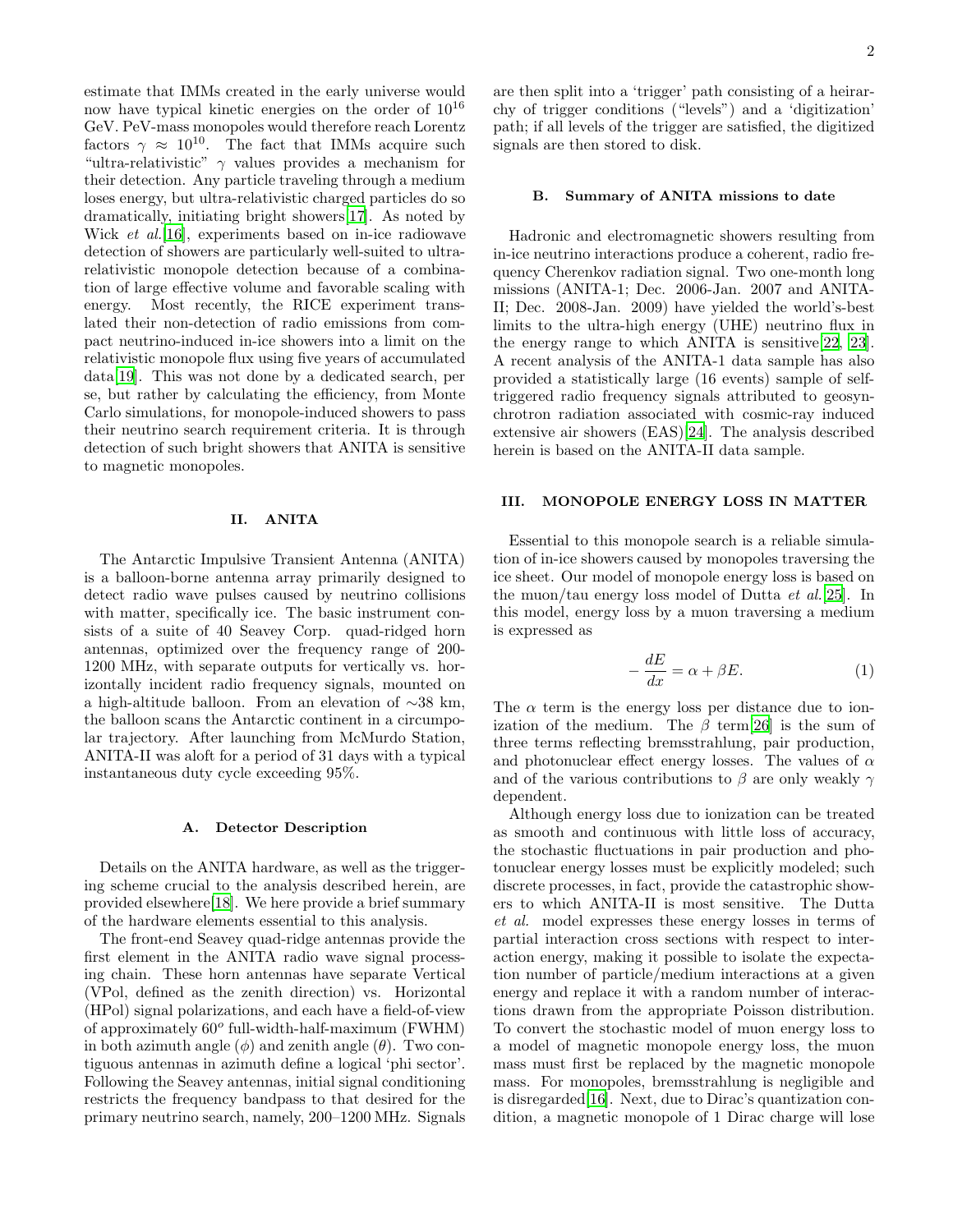estimate that IMMs created in the early universe would now have typical kinetic energies on the order of $10^{16}$ GeV. PeV-mass monopoles would therefore reach Lorentz factors $\gamma \approx 10^{10}$. The fact that IMMs acquire such "ultra-relativistic" $\gamma$ values provides a mechanism for their detection. Any particle traveling through a medium loses energy, but ultra-relativistic charged particles do so dramatically, initiating bright showers[17]. As noted by Wick *et al.*[16], experiments based on in-ice radiowave detection of showers are particularly well-suited to ultra-relativistic monopole detection because of a combination of large effective volume and favorable scaling with energy. Most recently, the RICE experiment translated their non-detection of radio emissions from compact neutrino-induced in-ice showers into a limit on the relativistic monopole flux using five years of accumulated data[19]. This was not done by a dedicated search, per se, but rather by calculating the efficiency, from Monte Carlo simulations, for monopole-induced showers to pass their neutrino search requirement criteria. It is through detection of such bright showers that ANITA is sensitive to magnetic monopoles.

## II. ANITA

The Antarctic Impulsive Transient Antenna (ANITA) is a balloon-borne antenna array primarily designed to detect radio wave pulses caused by neutrino collisions with matter, specifically ice. The basic instrument consists of a suite of 40 Seavey Corp. quad-ridged horn antennas, optimized over the frequency range of 200-1200 MHz, with separate outputs for vertically vs. horizontally incident radio frequency signals, mounted on a high-altitude balloon. From an elevation of ∼38 km, the balloon scans the Antarctic continent in a circumpolar trajectory. After launching from McMurdo Station, ANITA-II was aloft for a period of 31 days with a typical instantaneous duty cycle exceeding 95%.

### A. Detector Description

Details on the ANITA hardware, as well as the triggering scheme crucial to the analysis described herein, are provided elsewhere[18]. We here provide a brief summary of the hardware elements essential to this analysis.

The front-end Seavey quad-ridge antennas provide the first element in the ANITA radio wave signal processing chain. These horn antennas have separate Vertical (VPol, defined as the zenith direction) vs. Horizontal (HPol) signal polarizations, and each have a field-of-view of approximately $60^o$ full-width-half-maximum (FWHM) in both azimuth angle ($\phi$) and zenith angle ($\theta$). Two contiguous antennas in azimuth define a logical 'phi sector'. Following the Seavey antennas, initial signal conditioning restricts the frequency bandpass to that desired for the primary neutrino search, namely, 200–1200 MHz. Signals are then split into a 'trigger' path consisting of a heirarchy of trigger conditions ("levels") and a 'digitization' path; if all levels of the trigger are satisfied, the digitized signals are then stored to disk.

### B. Summary of ANITA missions to date

Hadronic and electromagnetic showers resulting from in-ice neutrino interactions produce a coherent, radio frequency Cherenkov radiation signal. Two one-month long missions (ANITA-1; Dec. 2006-Jan. 2007 and ANITA-II; Dec. 2008-Jan. 2009) have yielded the world's-best limits to the ultra-high energy (UHE) neutrino flux in the energy range to which ANITA is sensitive[22, 23]. A recent analysis of the ANITA-1 data sample has also provided a statistically large (16 events) sample of self-triggered radio frequency signals attributed to geosynchrotron radiation associated with cosmic-ray induced extensive air showers (EAS)[24]. The analysis described herein is based on the ANITA-II data sample.

## III. MONOPOLE ENERGY LOSS IN MATTER

Essential to this monopole search is a reliable simulation of in-ice showers caused by monopoles traversing the ice sheet. Our model of monopole energy loss is based on the muon/tau energy loss model of Dutta *et al.*[25]. In this model, energy loss by a muon traversing a medium is expressed as

$$-\frac{dE}{dx} = \alpha + \beta E. \tag{1}$$

The $\alpha$ term is the energy loss per distance due to ionization of the medium. The $\beta$ term[26] is the sum of three terms reflecting bremsstrahlung, pair production, and photonuclear effect energy losses. The values of $\alpha$ and of the various contributions to $\beta$ are only weakly $\gamma$ dependent.

Although energy loss due to ionization can be treated as smooth and continuous with little loss of accuracy, the stochastic fluctuations in pair production and photonuclear energy losses must be explicitly modeled; such discrete processes, in fact, provide the catastrophic showers to which ANITA-II is most sensitive. The Dutta *et al.* model expresses these energy losses in terms of partial interaction cross sections with respect to interaction energy, making it possible to isolate the expectation number of particle/medium interactions at a given energy and replace it with a random number of interactions drawn from the appropriate Poisson distribution. To convert the stochastic model of muon energy loss to a model of magnetic monopole energy loss, the muon mass must first be replaced by the magnetic monopole mass. For monopoles, bremsstrahlung is negligible and is disregarded[16]. Next, due to Dirac's quantization condition, a magnetic monopole of 1 Dirac charge will lose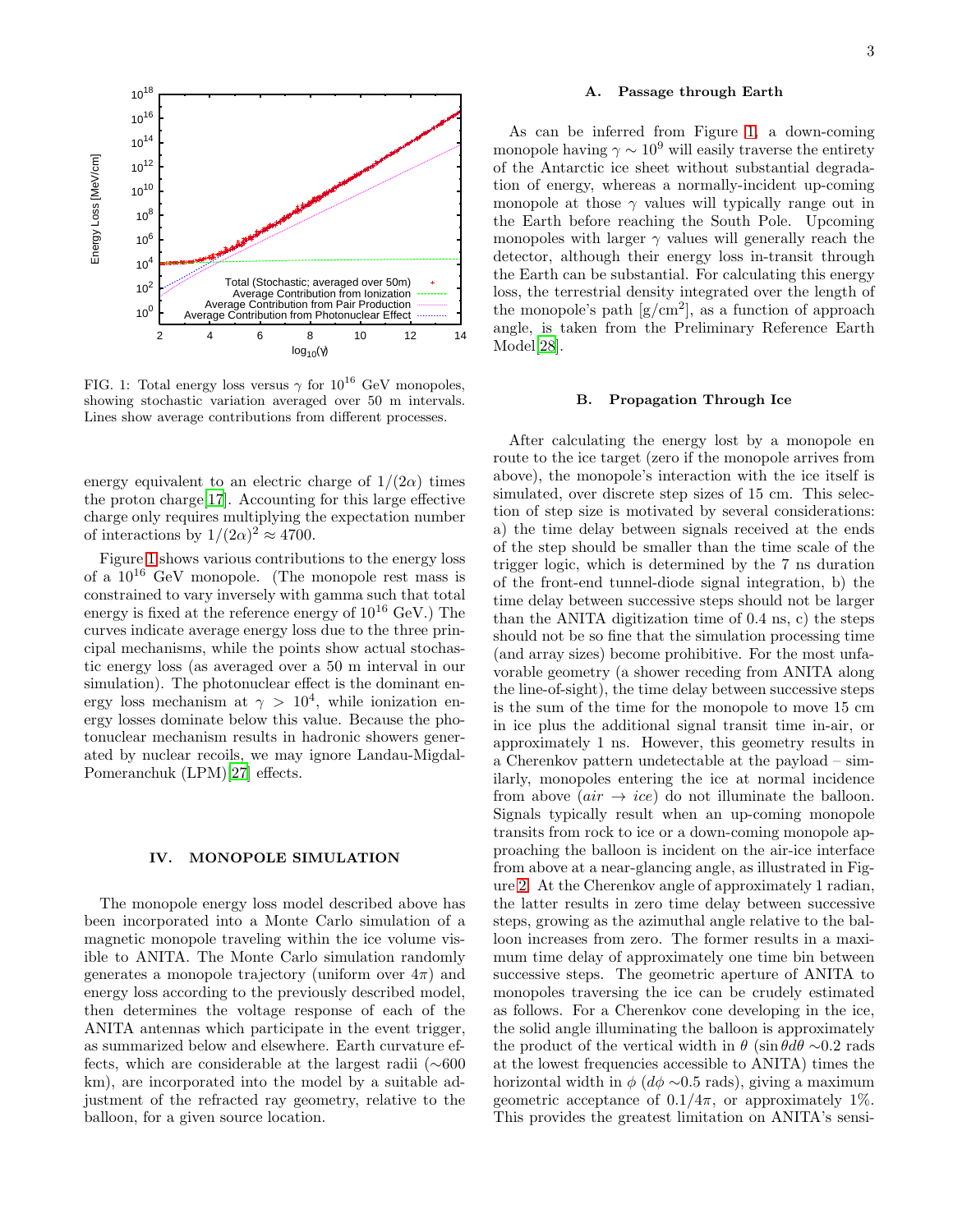FIG. 1: Total energy loss versus $\gamma$ for $10^{16}$ GeV monopoles, showing stochastic variation averaged over 50 m intervals. Lines show average contributions from different processes.

energy equivalent to an electric charge of $1/(2\alpha)$ times the proton charge[17]. Accounting for this large effective charge only requires multiplying the expectation number of interactions by $1/(2\alpha)^2 \approx 4700$.

Figure 1 shows various contributions to the energy loss of a $10^{16}$ GeV monopole. (The monopole rest mass is constrained to vary inversely with gamma such that total energy is fixed at the reference energy of $10^{16}$ GeV.) The curves indicate average energy loss due to the three principal mechanisms, while the points show actual stochastic energy loss (as averaged over a 50 m interval in our simulation). The photonuclear effect is the dominant energy loss mechanism at $\gamma > 10^4$, while ionization energy losses dominate below this value. Because the photonuclear mechanism results in hadronic showers generated by nuclear recoils, we may ignore Landau-Migdal-Pomeranchuk (LPM)[27] effects.

## IV. MONOPOLE SIMULATION

The monopole energy loss model described above has been incorporated into a Monte Carlo simulation of a magnetic monopole traveling within the ice volume visible to ANITA. The Monte Carlo simulation randomly generates a monopole trajectory (uniform over $4\pi$) and energy loss according to the previously described model, then determines the voltage response of each of the ANITA antennas which participate in the event trigger, as summarized below and elsewhere. Earth curvature effects, which are considerable at the largest radii ($\sim$600 km), are incorporated into the model by a suitable adjustment of the refracted ray geometry, relative to the balloon, for a given source location.

### A. Passage through Earth

As can be inferred from Figure 1, a down-coming monopole having $\gamma \sim 10^9$ will easily traverse the entirety of the Antarctic ice sheet without substantial degradation of energy, whereas a normally-incident up-coming monopole at those $\gamma$ values will typically range out in the Earth before reaching the South Pole. Upcoming monopoles with larger $\gamma$ values will generally reach the detector, although their energy loss in-transit through the Earth can be substantial. For calculating this energy loss, the terrestrial density integrated over the length of the monopole's path [g/cm$^2$], as a function of approach angle, is taken from the Preliminary Reference Earth Model[28].

### B. Propagation Through Ice

After calculating the energy lost by a monopole en route to the ice target (zero if the monopole arrives from above), the monopole's interaction with the ice itself is simulated, over discrete step sizes of 15 cm. This selection of step size is motivated by several considerations: a) the time delay between signals received at the ends of the step should be smaller than the time scale of the trigger logic, which is determined by the 7 ns duration of the front-end tunnel-diode signal integration, b) the time delay between successive steps should not be larger than the ANITA digitization time of 0.4 ns, c) the steps should not be so fine that the simulation processing time (and array sizes) become prohibitive. For the most unfavorable geometry (a shower receding from ANITA along the line-of-sight), the time delay between successive steps is the sum of the time for the monopole to move 15 cm in ice plus the additional signal transit time in-air, or approximately 1 ns. However, this geometry results in a Cherenkov pattern undetectable at the payload – similarly, monopoles entering the ice at normal incidence from above ($air \rightarrow ice$) do not illuminate the balloon. Signals typically result when an up-coming monopole transits from rock to ice or a down-coming monopole approaching the balloon is incident on the air-ice interface from above at a near-glancing angle, as illustrated in Figure 2. At the Cherenkov angle of approximately 1 radian, the latter results in zero time delay between successive steps, growing as the azimuthal angle relative to the balloon increases from zero. The former results in a maximum time delay of approximately one time bin between successive steps. The geometric aperture of ANITA to monopoles traversing the ice can be crudely estimated as follows. For a Cherenkov cone developing in the ice, the solid angle illuminating the balloon is approximately the product of the vertical width in $\theta$ ($\sin\theta d\theta \sim$0.2 rads at the lowest frequencies accessible to ANITA) times the horizontal width in $\phi$ ($d\phi \sim$0.5 rads), giving a maximum geometric acceptance of $0.1/4\pi$, or approximately 1%. This provides the greatest limitation on ANITA's sensi-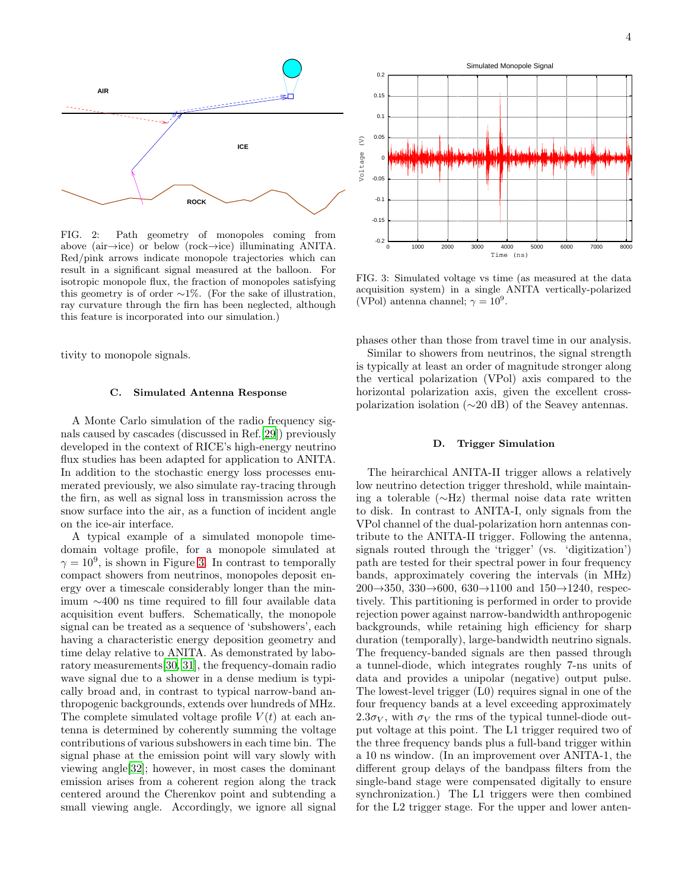FIG. 2: Path geometry of monopoles coming from above (air→ice) or below (rock→ice) illuminating ANITA. Red/pink arrows indicate monopole trajectories which can result in a significant signal measured at the balloon. For isotropic monopole flux, the fraction of monopoles satisfying this geometry is of order ∼1%. (For the sake of illustration, ray curvature through the firn has been neglected, although this feature is incorporated into our simulation.)

FIG. 3: Simulated voltage vs time (as measured at the data acquisition system) in a single ANITA vertically-polarized (VPol) antenna channel; $\gamma = 10^9$.

tivity to monopole signals.

### C. Simulated Antenna Response

A Monte Carlo simulation of the radio frequency signals caused by cascades (discussed in Ref.[29]) previously developed in the context of RICE's high-energy neutrino flux studies has been adapted for application to ANITA. In addition to the stochastic energy loss processes enumerated previously, we also simulate ray-tracing through the firn, as well as signal loss in transmission across the snow surface into the air, as a function of incident angle on the ice-air interface.

A typical example of a simulated monopole time-domain voltage profile, for a monopole simulated at $\gamma = 10^9$, is shown in Figure 3. In contrast to temporally compact showers from neutrinos, monopoles deposit energy over a timescale considerably longer than the minimum ∼400 ns time required to fill four available data acquisition event buffers. Schematically, the monopole signal can be treated as a sequence of 'subshowers', each having a characteristic energy deposition geometry and time delay relative to ANITA. As demonstrated by laboratory measurements[30, 31], the frequency-domain radio wave signal due to a shower in a dense medium is typically broad and, in contrast to typical narrow-band anthropogenic backgrounds, extends over hundreds of MHz. The complete simulated voltage profile $V(t)$ at each antenna is determined by coherently summing the voltage contributions of various subshowers in each time bin. The signal phase at the emission point will vary slowly with viewing angle[32]; however, in most cases the dominant emission arises from a coherent region along the track centered around the Cherenkov point and subtending a small viewing angle. Accordingly, we ignore all signal phases other than those from travel time in our analysis.

Similar to showers from neutrinos, the signal strength is typically at least an order of magnitude stronger along the vertical polarization (VPol) axis compared to the horizontal polarization axis, given the excellent cross-polarization isolation (∼20 dB) of the Seavey antennas.

### D. Trigger Simulation

The heirarchical ANITA-II trigger allows a relatively low neutrino detection trigger threshold, while maintaining a tolerable (∼Hz) thermal noise data rate written to disk. In contrast to ANITA-I, only signals from the VPol channel of the dual-polarization horn antennas contribute to the ANITA-II trigger. Following the antenna, signals routed through the 'trigger' (vs. 'digitization') path are tested for their spectral power in four frequency bands, approximately covering the intervals (in MHz) 200→350, 330→600, 630→1100 and 150→1240, respectively. This partitioning is performed in order to provide rejection power against narrow-bandwidth anthropogenic backgrounds, while retaining high efficiency for sharp duration (temporally), large-bandwidth neutrino signals. The frequency-banded signals are then passed through a tunnel-diode, which integrates roughly 7-ns units of data and provides a unipolar (negative) output pulse. The lowest-level trigger (L0) requires signal in one of the four frequency bands at a level exceeding approximately $2.3\sigma_V$, with $\sigma_V$ the rms of the typical tunnel-diode output voltage at this point. The L1 trigger required two of the three frequency bands plus a full-band trigger within a 10 ns window. (In an improvement over ANITA-1, the different group delays of the bandpass filters from the single-band stage were compensated digitally to ensure synchronization.) The L1 triggers were then combined for the L2 trigger stage. For the upper and lower anten-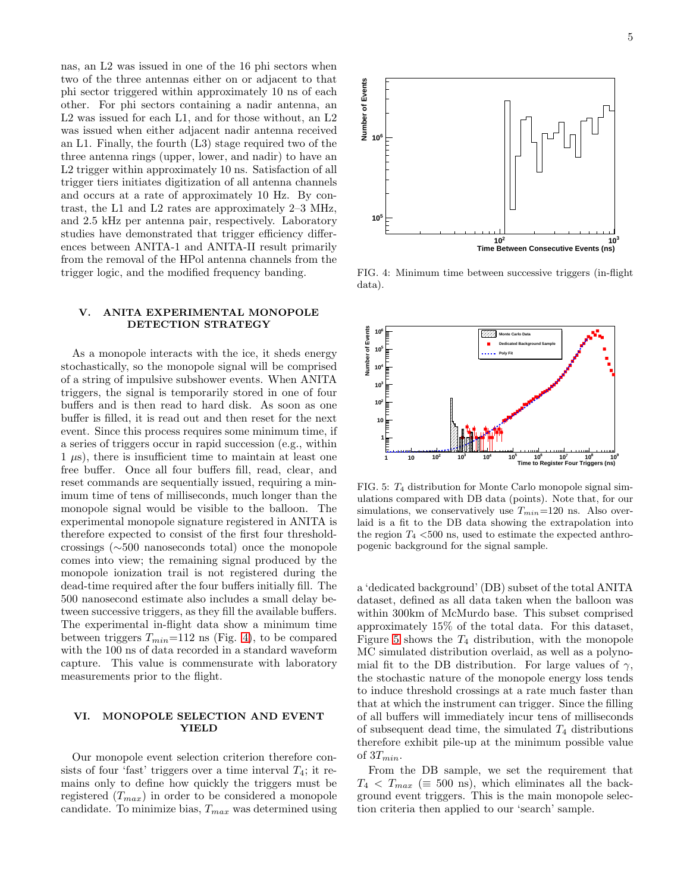nas, an L2 was issued in one of the 16 phi sectors when two of the three antennas either on or adjacent to that phi sector triggered within approximately 10 ns of each other. For phi sectors containing a nadir antenna, an L2 was issued for each L1, and for those without, an L2 was issued when either adjacent nadir antenna received an L1. Finally, the fourth (L3) stage required two of the three antenna rings (upper, lower, and nadir) to have an L2 trigger within approximately 10 ns. Satisfaction of all trigger tiers initiates digitization of all antenna channels and occurs at a rate of approximately 10 Hz. By contrast, the L1 and L2 rates are approximately 2–3 MHz, and 2.5 kHz per antenna pair, respectively. Laboratory studies have demonstrated that trigger efficiency differences between ANITA-1 and ANITA-II result primarily from the removal of the HPol antenna channels from the trigger logic, and the modified frequency banding.

## V. ANITA EXPERIMENTAL MONOPOLE DETECTION STRATEGY

As a monopole interacts with the ice, it sheds energy stochastically, so the monopole signal will be comprised of a string of impulsive subshower events. When ANITA triggers, the signal is temporarily stored in one of four buffers and is then read to hard disk. As soon as one buffer is filled, it is read out and then reset for the next event. Since this process requires some minimum time, if a series of triggers occur in rapid succession (e.g., within 1 $\mu$s), there is insufficient time to maintain at least one free buffer. Once all four buffers fill, read, clear, and reset commands are sequentially issued, requiring a minimum time of tens of milliseconds, much longer than the monopole signal would be visible to the balloon. The experimental monopole signature registered in ANITA is therefore expected to consist of the first four threshold-crossings ($\sim$500 nanoseconds total) once the monopole comes into view; the remaining signal produced by the monopole ionization trail is not registered during the dead-time required after the four buffers initially fill. The 500 nanosecond estimate also includes a small delay between successive triggers, as they fill the available buffers. The experimental in-flight data show a minimum time between triggers $T_{min}$=112 ns (Fig. 4), to be compared with the 100 ns of data recorded in a standard waveform capture. This value is commensurate with laboratory measurements prior to the flight.

## VI. MONOPOLE SELECTION AND EVENT YIELD

Our monopole event selection criterion therefore consists of four 'fast' triggers over a time interval $T_4$; it remains only to define how quickly the triggers must be registered ($T_{max}$) in order to be considered a monopole candidate. To minimize bias, $T_{max}$ was determined using

FIG. 4: Minimum time between successive triggers (in-flight data).

FIG. 5: $T_4$ distribution for Monte Carlo monopole signal simulations compared with DB data (points). Note that, for our simulations, we conservatively use $T_{min}$=120 ns. Also overlaid is a fit to the DB data showing the extrapolation into the region $T_4$ <500 ns, used to estimate the expected anthropogenic background for the signal sample.

a 'dedicated background' (DB) subset of the total ANITA dataset, defined as all data taken when the balloon was within 300km of McMurdo base. This subset comprised approximately 15% of the total data. For this dataset, Figure 5 shows the $T_4$ distribution, with the monopole MC simulated distribution overlaid, as well as a polynomial fit to the DB distribution. For large values of $\gamma$, the stochastic nature of the monopole energy loss tends to induce threshold crossings at a rate much faster than that at which the instrument can trigger. Since the filling of all buffers will immediately incur tens of milliseconds of subsequent dead time, the simulated $T_4$ distributions therefore exhibit pile-up at the minimum possible value of $3T_{min}$.

From the DB sample, we set the requirement that $T_4 < T_{max}$ ($\equiv$ 500 ns), which eliminates all the background event triggers. This is the main monopole selection criteria then applied to our 'search' sample.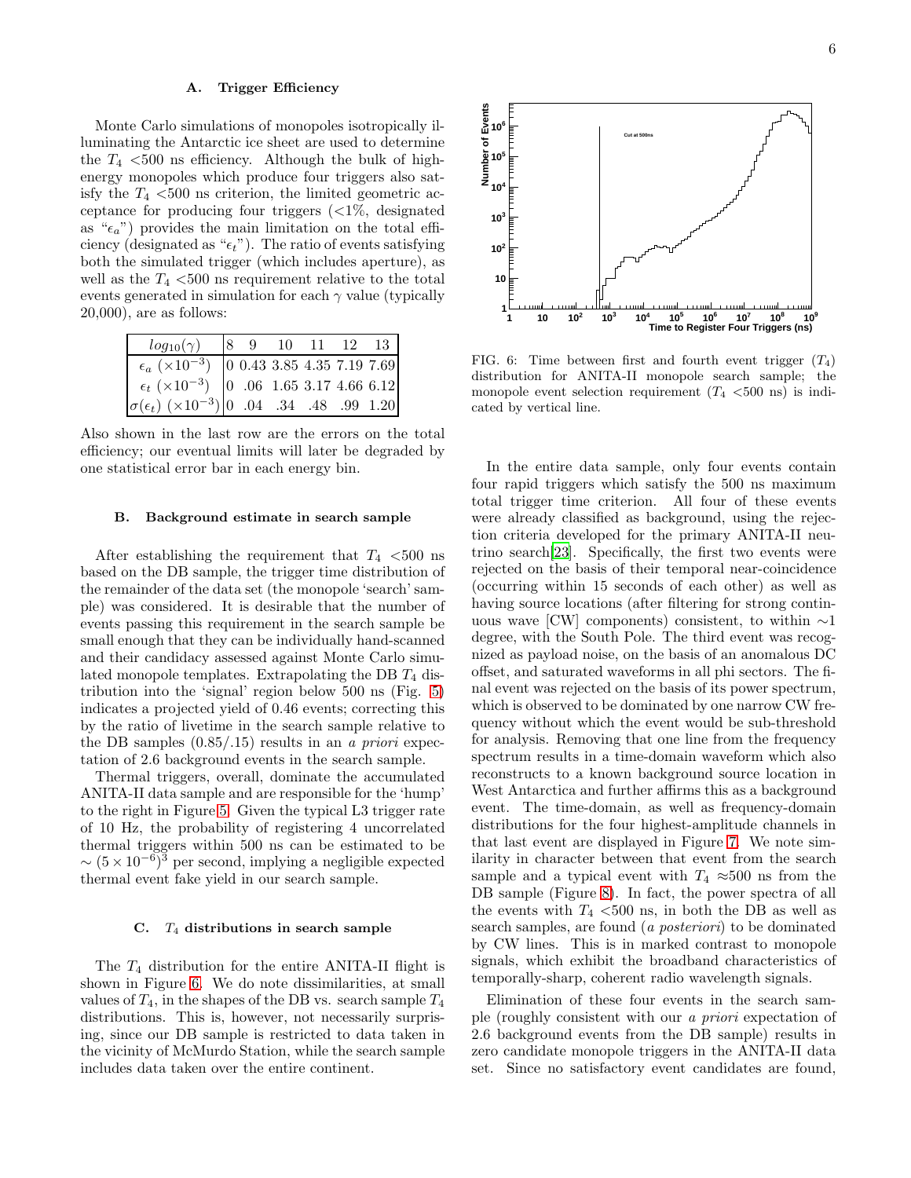### A. Trigger Efficiency

Monte Carlo simulations of monopoles isotropically illuminating the Antarctic ice sheet are used to determine the $T_4$ <500 ns efficiency. Although the bulk of high-energy monopoles which produce four triggers also satisfy the $T_4$ <500 ns criterion, the limited geometric acceptance for producing four triggers (<1%, designated as "$\epsilon_a$") provides the main limitation on the total efficiency (designated as "$\epsilon_t$"). The ratio of events satisfying both the simulated trigger (which includes aperture), as well as the $T_4$ <500 ns requirement relative to the total events generated in simulation for each $\gamma$ value (typically 20,000), are as follows:

| $log_{10}(\gamma)$ | 8 | 9 | 10 | 11 | 12 | 13 |
|---|---|---|---|---|---|---|
| $\epsilon_a$ ($\times 10^{-3}$) | 0 | 0.43 | 3.85 | 4.35 | 7.19 | 7.69 |
| $\epsilon_t$ ($\times 10^{-3}$) | 0 | .06 | 1.65 | 3.17 | 4.66 | 6.12 |
| $\sigma(\epsilon_t)$ ($\times 10^{-3}$) | 0 | .04 | .34 | .48 | .99 | 1.20 |

Also shown in the last row are the errors on the total efficiency; our eventual limits will later be degraded by one statistical error bar in each energy bin.

### B. Background estimate in search sample

After establishing the requirement that $T_4$ <500 ns based on the DB sample, the trigger time distribution of the remainder of the data set (the monopole 'search' sample) was considered. It is desirable that the number of events passing this requirement in the search sample be small enough that they can be individually hand-scanned and their candidacy assessed against Monte Carlo simulated monopole templates. Extrapolating the DB $T_4$ distribution into the 'signal' region below 500 ns (Fig. 5) indicates a projected yield of 0.46 events; correcting this by the ratio of livetime in the search sample relative to the DB samples (0.85/.15) results in an *a priori* expectation of 2.6 background events in the search sample.

Thermal triggers, overall, dominate the accumulated ANITA-II data sample and are responsible for the 'hump' to the right in Figure 5. Given the typical L3 trigger rate of 10 Hz, the probability of registering 4 uncorrelated thermal triggers within 500 ns can be estimated to be $\sim (5\times 10^{-6})^3$ per second, implying a negligible expected thermal event fake yield in our search sample.

### C. $T_4$ distributions in search sample

The $T_4$ distribution for the entire ANITA-II flight is shown in Figure 6. We do note dissimilarities, at small values of $T_4$, in the shapes of the DB vs. search sample $T_4$ distributions. This is, however, not necessarily surprising, since our DB sample is restricted to data taken in the vicinity of McMurdo Station, while the search sample includes data taken over the entire continent.

FIG. 6: Time between first and fourth event trigger ($T_4$) distribution for ANITA-II monopole search sample; the monopole event selection requirement ($T_4$ <500 ns) is indicated by vertical line.

In the entire data sample, only four events contain four rapid triggers which satisfy the 500 ns maximum total trigger time criterion. All four of these events were already classified as background, using the rejection criteria developed for the primary ANITA-II neutrino search[23]. Specifically, the first two events were rejected on the basis of their temporal near-coincidence (occurring within 15 seconds of each other) as well as having source locations (after filtering for strong continuous wave [CW] components) consistent, to within ~1 degree, with the South Pole. The third event was recognized as payload noise, on the basis of an anomalous DC offset, and saturated waveforms in all phi sectors. The final event was rejected on the basis of its power spectrum, which is observed to be dominated by one narrow CW frequency without which the event would be sub-threshold for analysis. Removing that one line from the frequency spectrum results in a time-domain waveform which also reconstructs to a known background source location in West Antarctica and further affirms this as a background event. The time-domain, as well as frequency-domain distributions for the four highest-amplitude channels in that last event are displayed in Figure 7. We note similarity in character between that event from the search sample and a typical event with $T_4$ ≈500 ns from the DB sample (Figure 8). In fact, the power spectra of all the events with $T_4$ <500 ns, in both the DB as well as search samples, are found (*a posteriori*) to be dominated by CW lines. This is in marked contrast to monopole signals, which exhibit the broadband characteristics of temporally-sharp, coherent radio wavelength signals.

Elimination of these four events in the search sample (roughly consistent with our *a priori* expectation of 2.6 background events from the DB sample) results in zero candidate monopole triggers in the ANITA-II data set. Since no satisfactory event candidates are found,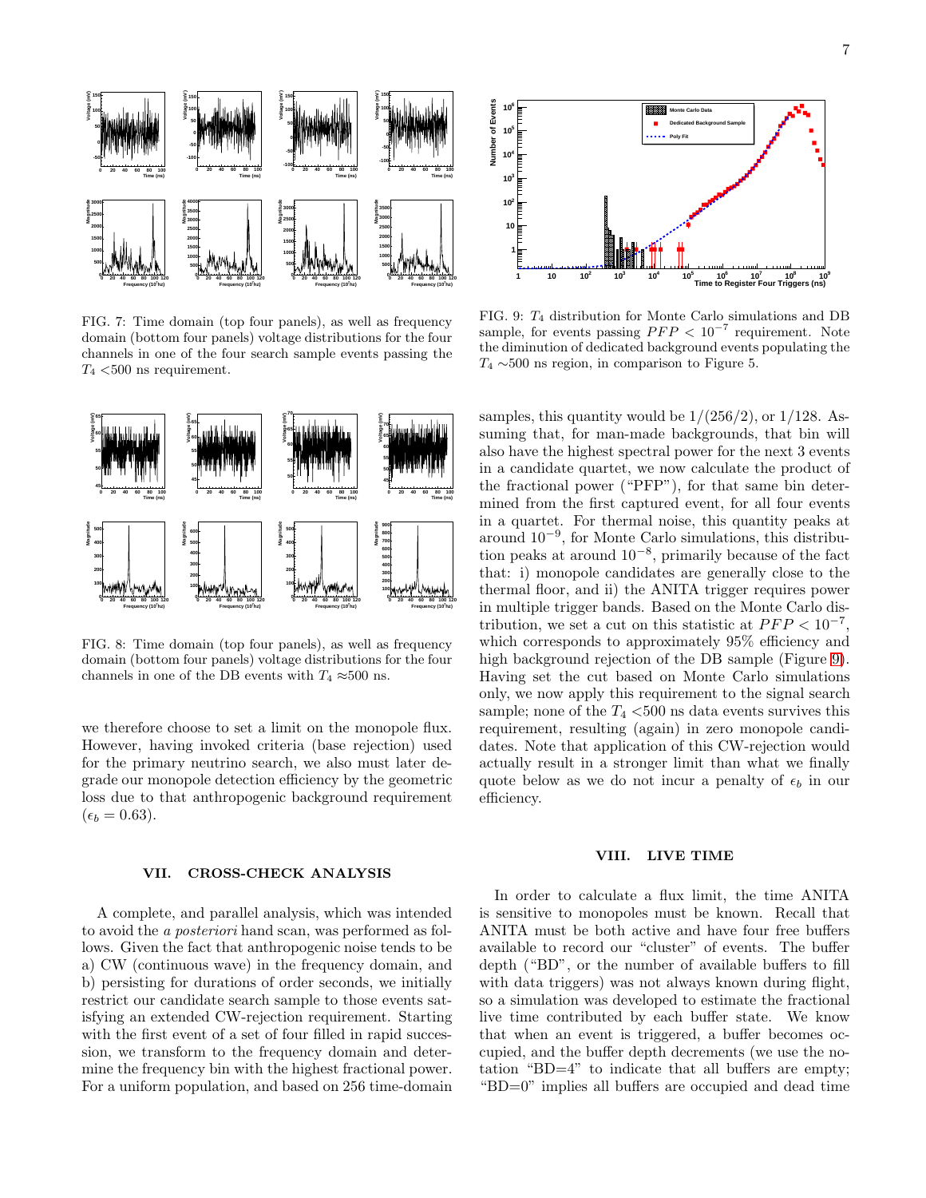FIG. 7: Time domain (top four panels), as well as frequency domain (bottom four panels) voltage distributions for the four channels in one of the four search sample events passing the $T_4$ <500 ns requirement.

FIG. 8: Time domain (top four panels), as well as frequency domain (bottom four panels) voltage distributions for the four channels in one of the DB events with $T_4$ ≈500 ns.

we therefore choose to set a limit on the monopole flux. However, having invoked criteria (base rejection) used for the primary neutrino search, we also must later degrade our monopole detection efficiency by the geometric loss due to that anthropogenic background requirement ($\epsilon_b = 0.63$).

## VII. CROSS-CHECK ANALYSIS

A complete, and parallel analysis, which was intended to avoid the *a posteriori* hand scan, was performed as follows. Given the fact that anthropogenic noise tends to be a) CW (continuous wave) in the frequency domain, and b) persisting for durations of order seconds, we initially restrict our candidate search sample to those events satisfying an extended CW-rejection requirement. Starting with the first event of a set of four filled in rapid succession, we transform to the frequency domain and determine the frequency bin with the highest fractional power. For a uniform population, and based on 256 time-domain samples, this quantity would be $1/(256/2)$, or $1/128$. Assuming that, for man-made backgrounds, that bin will also have the highest spectral power for the next 3 events in a candidate quartet, we now calculate the product of the fractional power ("PFP"), for that same bin determined from the first captured event, for all four events in a quartet. For thermal noise, this quantity peaks at around $10^{-9}$, for Monte Carlo simulations, this distribution peaks at around $10^{-8}$, primarily because of the fact that: i) monopole candidates are generally close to the thermal floor, and ii) the ANITA trigger requires power in multiple trigger bands. Based on the Monte Carlo distribution, we set a cut on this statistic at $PFP < 10^{-7}$, which corresponds to approximately 95% efficiency and high background rejection of the DB sample (Figure 9). Having set the cut based on Monte Carlo simulations only, we now apply this requirement to the signal search sample; none of the $T_4$ <500 ns data events survives this requirement, resulting (again) in zero monopole candidates. Note that application of this CW-rejection would actually result in a stronger limit than what we finally quote below as we do not incur a penalty of $\epsilon_b$ in our efficiency.

FIG. 9: $T_4$ distribution for Monte Carlo simulations and DB sample, for events passing $PFP < 10^{-7}$ requirement. Note the diminution of dedicated background events populating the $T_4$ ∼500 ns region, in comparison to Figure 5.

## VIII. LIVE TIME

In order to calculate a flux limit, the time ANITA is sensitive to monopoles must be known. Recall that ANITA must be both active and have four free buffers available to record our "cluster" of events. The buffer depth ("BD", or the number of available buffers to fill with data triggers) was not always known during flight, so a simulation was developed to estimate the fractional live time contributed by each buffer state. We know that when an event is triggered, a buffer becomes occupied, and the buffer depth decrements (we use the notation "BD=4" to indicate that all buffers are empty; "BD=0" implies all buffers are occupied and dead time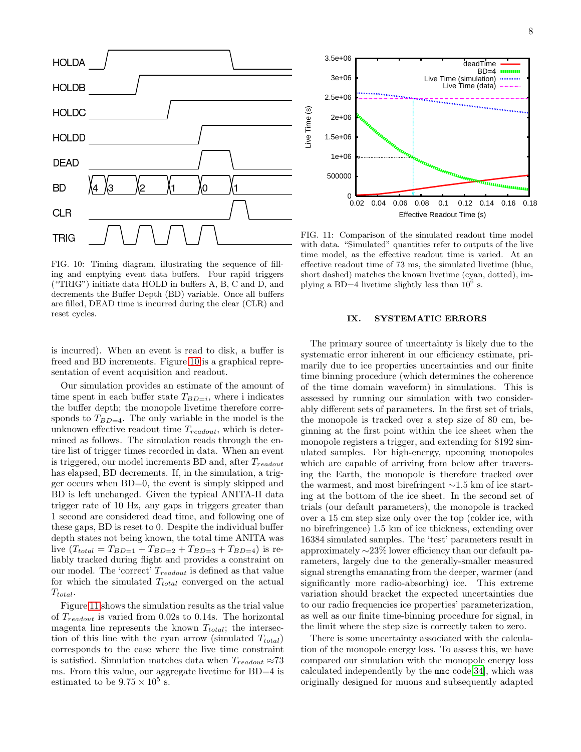FIG. 10: Timing diagram, illustrating the sequence of filling and emptying event data buffers. Four rapid triggers ("TRIG") initiate data HOLD in buffers A, B, C and D, and decrements the Buffer Depth (BD) variable. Once all buffers are filled, DEAD time is incurred during the clear (CLR) and reset cycles.

is incurred). When an event is read to disk, a buffer is freed and BD increments. Figure 10 is a graphical representation of event acquisition and readout.

Our simulation provides an estimate of the amount of time spent in each buffer state $T_{BD=i}$, where i indicates the buffer depth; the monopole livetime therefore corresponds to $T_{BD=4}$. The only variable in the model is the unknown effective readout time $T_{readout}$, which is determined as follows. The simulation reads through the entire list of trigger times recorded in data. When an event is triggered, our model increments BD and, after $T_{readout}$ has elapsed, BD decrements. If, in the simulation, a trigger occurs when BD=0, the event is simply skipped and BD is left unchanged. Given the typical ANITA-II data trigger rate of 10 Hz, any gaps in triggers greater than 1 second are considered dead time, and following one of these gaps, BD is reset to 0. Despite the individual buffer depth states not being known, the total time ANITA was live ($T_{total} = T_{BD=1} + T_{BD=2} + T_{BD=3} + T_{BD=4}$) is reliably tracked during flight and provides a constraint on our model. The 'correct' $T_{readout}$ is defined as that value for which the simulated $T_{total}$ converged on the actual $T_{total}$.

Figure 11 shows the simulation results as the trial value of $T_{readout}$ is varied from 0.02s to 0.14s. The horizontal magenta line represents the known $T_{total}$; the intersection of this line with the cyan arrow (simulated $T_{total}$) corresponds to the case where the live time constraint is satisfied. Simulation matches data when $T_{readout} \approx 73$ ms. From this value, our aggregate livetime for BD=4 is estimated to be $9.75 \times 10^5$ s.

FIG. 11: Comparison of the simulated readout time model with data. "Simulated" quantities refer to outputs of the live time model, as the effective readout time is varied. At an effective readout time of 73 ms, the simulated livetime (blue, short dashed) matches the known livetime (cyan, dotted), implying a BD=4 livetime slightly less than $10^6$ s.

## IX. SYSTEMATIC ERRORS

The primary source of uncertainty is likely due to the systematic error inherent in our efficiency estimate, primarily due to ice properties uncertainties and our finite time binning procedure (which determines the coherence of the time domain waveform) in simulations. This is assessed by running our simulation with two considerably different sets of parameters. In the first set of trials, the monopole is tracked over a step size of 80 cm, beginning at the first point within the ice sheet when the monopole registers a trigger, and extending for 8192 simulated samples. For high-energy, upcoming monopoles which are capable of arriving from below after traversing the Earth, the monopole is therefore tracked over the warmest, and most birefringent ∼1.5 km of ice starting at the bottom of the ice sheet. In the second set of trials (our default parameters), the monopole is tracked over a 15 cm step size only over the top (colder ice, with no birefringence) 1.5 km of ice thickness, extending over 16384 simulated samples. The 'test' parameters result in approximately ∼23% lower efficiency than our default parameters, largely due to the generally-smaller measured signal strengths emanating from the deeper, warmer (and significantly more radio-absorbing) ice. This extreme variation should bracket the expected uncertainties due to our radio frequencies ice properties' parameterization, as well as our finite time-binning procedure for signal, in the limit where the step size is correctly taken to zero.

There is some uncertainty associated with the calculation of the monopole energy loss. To assess this, we have compared our simulation with the monopole energy loss calculated independently by the `mmc` code [34], which was originally designed for muons and subsequently adapted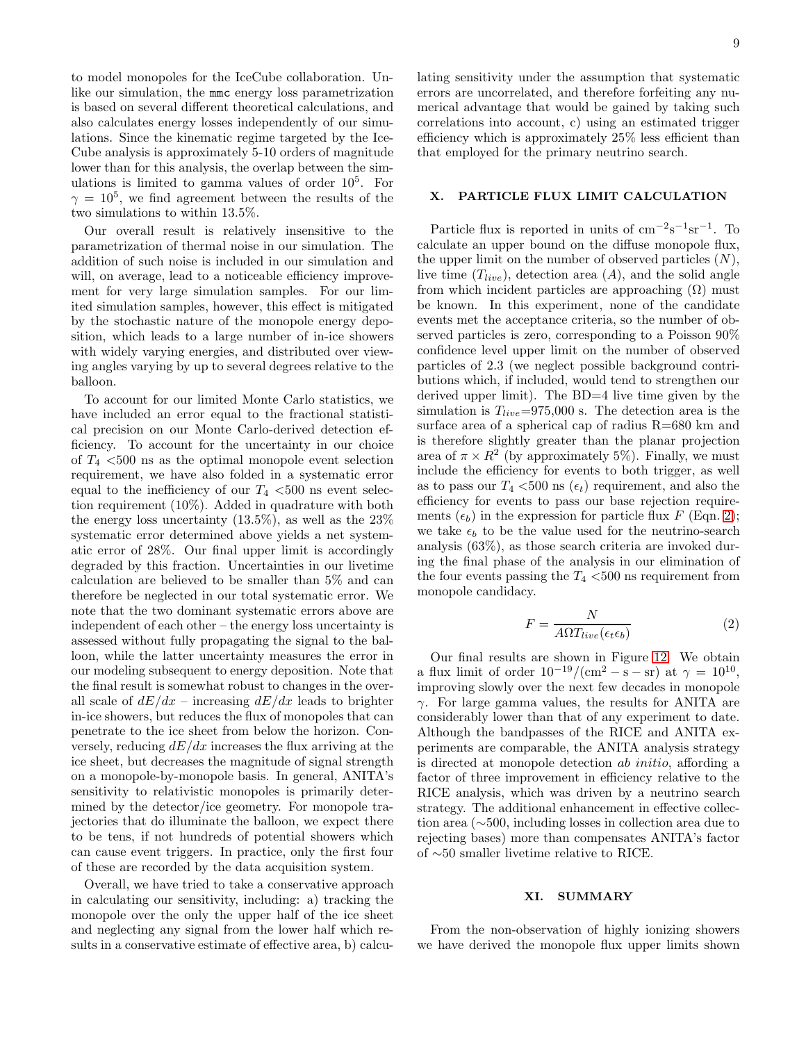to model monopoles for the IceCube collaboration. Unlike our simulation, the `mmc` energy loss parametrization is based on several different theoretical calculations, and also calculates energy losses independently of our simulations. Since the kinematic regime targeted by the IceCube analysis is approximately 5-10 orders of magnitude lower than for this analysis, the overlap between the simulations is limited to gamma values of order $10^5$. For $\gamma = 10^5$, we find agreement between the results of the two simulations to within 13.5%.

Our overall result is relatively insensitive to the parametrization of thermal noise in our simulation. The addition of such noise is included in our simulation and will, on average, lead to a noticeable efficiency improvement for very large simulation samples. For our limited simulation samples, however, this effect is mitigated by the stochastic nature of the monopole energy deposition, which leads to a large number of in-ice showers with widely varying energies, and distributed over viewing angles varying by up to several degrees relative to the balloon.

To account for our limited Monte Carlo statistics, we have included an error equal to the fractional statistical precision on our Monte Carlo-derived detection efficiency. To account for the uncertainty in our choice of $T_4 <$500 ns as the optimal monopole event selection requirement, we have also folded in a systematic error equal to the inefficiency of our $T_4 <$500 ns event selection requirement (10%). Added in quadrature with both the energy loss uncertainty (13.5%), as well as the 23% systematic error determined above yields a net systematic error of 28%. Our final upper limit is accordingly degraded by this fraction. Uncertainties in our livetime calculation are believed to be smaller than 5% and can therefore be neglected in our total systematic error. We note that the two dominant systematic errors above are independent of each other – the energy loss uncertainty is assessed without fully propagating the signal to the balloon, while the latter uncertainty measures the error in our modeling subsequent to energy deposition. Note that the final result is somewhat robust to changes in the overall scale of $dE/dx$ – increasing $dE/dx$ leads to brighter in-ice showers, but reduces the flux of monopoles that can penetrate to the ice sheet from below the horizon. Conversely, reducing $dE/dx$ increases the flux arriving at the ice sheet, but decreases the magnitude of signal strength on a monopole-by-monopole basis. In general, ANITA's sensitivity to relativistic monopoles is primarily determined by the detector/ice geometry. For monopole trajectories that do illuminate the balloon, we expect there to be tens, if not hundreds of potential showers which can cause event triggers. In practice, only the first four of these are recorded by the data acquisition system.

Overall, we have tried to take a conservative approach in calculating our sensitivity, including: a) tracking the monopole over the only the upper half of the ice sheet and neglecting any signal from the lower half which results in a conservative estimate of effective area, b) calculating sensitivity under the assumption that systematic errors are uncorrelated, and therefore forfeiting any numerical advantage that would be gained by taking such correlations into account, c) using an estimated trigger efficiency which is approximately 25% less efficient than that employed for the primary neutrino search.

## X. PARTICLE FLUX LIMIT CALCULATION

Particle flux is reported in units of $\mathrm{cm}^{-2}\mathrm{s}^{-1}\mathrm{sr}^{-1}$. To calculate an upper bound on the diffuse monopole flux, the upper limit on the number of observed particles ($N$), live time ($T_{live}$), detection area ($A$), and the solid angle from which incident particles are approaching ($\Omega$) must be known. In this experiment, none of the candidate events met the acceptance criteria, so the number of observed particles is zero, corresponding to a Poisson 90% confidence level upper limit on the number of observed particles of 2.3 (we neglect possible background contributions which, if included, would tend to strengthen our derived upper limit). The BD=4 live time given by the simulation is $T_{live}$=975,000 s. The detection area is the surface area of a spherical cap of radius R=680 km and is therefore slightly greater than the planar projection area of $\pi \times R^2$ (by approximately 5%). Finally, we must include the efficiency for events to both trigger, as well as to pass our $T_4 <$500 ns ($\epsilon_t$) requirement, and also the efficiency for events to pass our base rejection requirements ($\epsilon_b$) in the expression for particle flux $F$ (Eqn. 2); we take $\epsilon_b$ to be the value used for the neutrino-search analysis (63%), as those search criteria are invoked during the final phase of the analysis in our elimination of the four events passing the $T_4 <$500 ns requirement from monopole candidacy.

$$F = \frac{N}{A\Omega T_{live}(\epsilon_t \epsilon_b)} \tag{2}$$

Our final results are shown in Figure 12. We obtain a flux limit of order $10^{-19}/(\mathrm{cm}^2 - \mathrm{s} - \mathrm{sr})$ at $\gamma = 10^{10}$, improving slowly over the next few decades in monopole $\gamma$. For large gamma values, the results for ANITA are considerably lower than that of any experiment to date. Although the bandpasses of the RICE and ANITA experiments are comparable, the ANITA analysis strategy is directed at monopole detection *ab initio*, affording a factor of three improvement in efficiency relative to the RICE analysis, which was driven by a neutrino search strategy. The additional enhancement in effective collection area (∼500, including losses in collection area due to rejecting bases) more than compensates ANITA's factor of ∼50 smaller livetime relative to RICE.

## XI. SUMMARY

From the non-observation of highly ionizing showers we have derived the monopole flux upper limits shown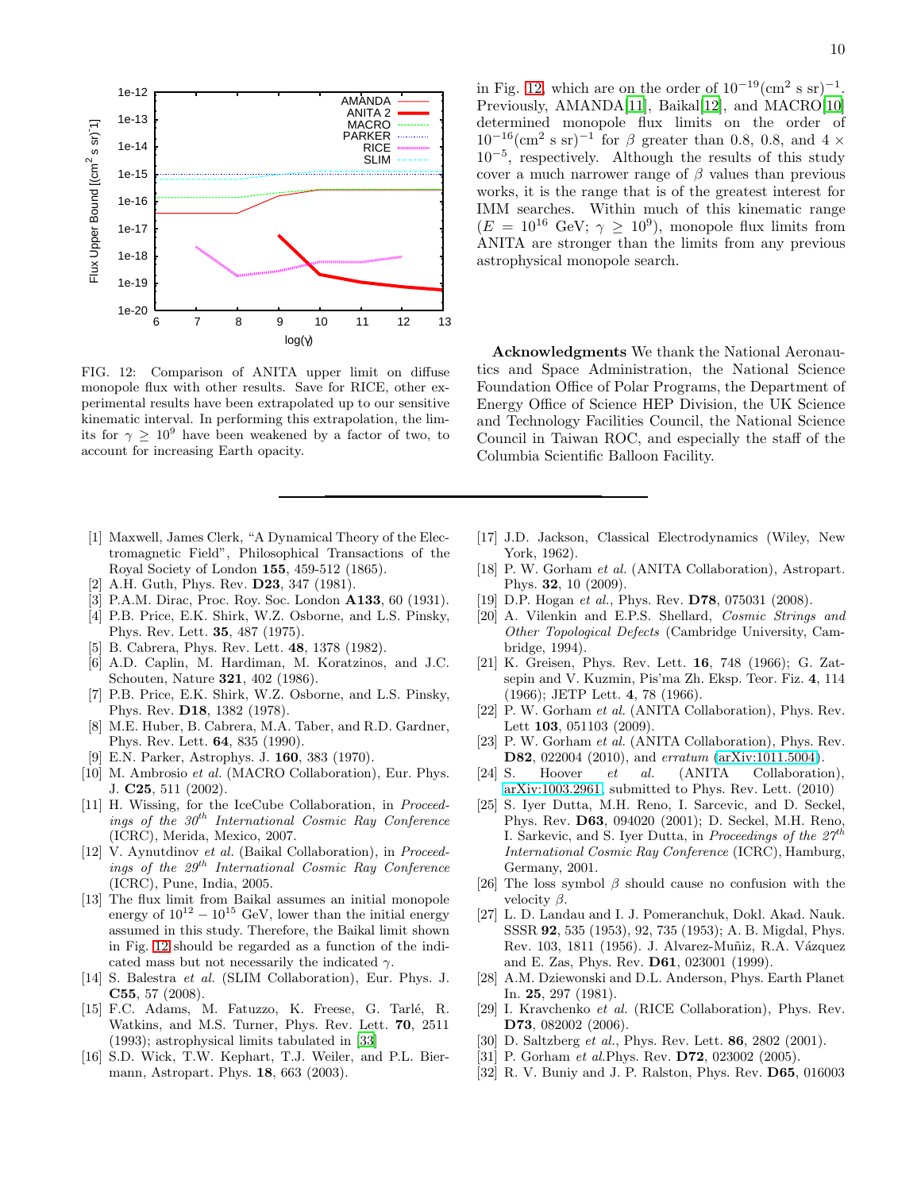FIG. 12: Comparison of ANITA upper limit on diffuse monopole flux with other results. Save for RICE, other experimental results have been extrapolated up to our sensitive kinematic interval. In performing this extrapolation, the limits for $\gamma \geq 10^9$ have been weakened by a factor of two, to account for increasing Earth opacity.

in Fig. 12, which are on the order of $10^{-19}(\text{cm}^2\ \text{s sr})^{-1}$. Previously, AMANDA[11], Baikal[12], and MACRO[10] determined monopole flux limits on the order of $10^{-16}(\text{cm}^2\ \text{s sr})^{-1}$ for $\beta$ greater than 0.8, 0.8, and $4 \times 10^{-5}$, respectively. Although the results of this study cover a much narrower range of $\beta$ values than previous works, it is the range that is of the greatest interest for IMM searches. Within much of this kinematic range ($E = 10^{16}$ GeV; $\gamma \geq 10^9$), monopole flux limits from ANITA are stronger than the limits from any previous astrophysical monopole search.

**Acknowledgments** We thank the National Aeronautics and Space Administration, the National Science Foundation Office of Polar Programs, the Department of Energy Office of Science HEP Division, the UK Science and Technology Facilities Council, the National Science Council in Taiwan ROC, and especially the staff of the Columbia Scientific Balloon Facility.

---

[1] Maxwell, James Clerk, "A Dynamical Theory of the Electromagnetic Field", Philosophical Transactions of the Royal Society of London **155**, 459-512 (1865).

[2] A.H. Guth, Phys. Rev. **D23**, 347 (1981).

[3] P.A.M. Dirac, Proc. Roy. Soc. London **A133**, 60 (1931).

[4] P.B. Price, E.K. Shirk, W.Z. Osborne, and L.S. Pinsky, Phys. Rev. Lett. **35**, 487 (1975).

[5] B. Cabrera, Phys. Rev. Lett. **48**, 1378 (1982).

[6] A.D. Caplin, M. Hardiman, M. Koratzinos, and J.C. Schouten, Nature **321**, 402 (1986).

[7] P.B. Price, E.K. Shirk, W.Z. Osborne, and L.S. Pinsky, Phys. Rev. **D18**, 1382 (1978).

[8] M.E. Huber, B. Cabrera, M.A. Taber, and R.D. Gardner, Phys. Rev. Lett. **64**, 835 (1990).

[9] E.N. Parker, Astrophys. J. **160**, 383 (1970).

[10] M. Ambrosio *et al.* (MACRO Collaboration), Eur. Phys. J. **C25**, 511 (2002).

[11] H. Wissing, for the IceCube Collaboration, in *Proceedings of the 30th International Cosmic Ray Conference* (ICRC), Merida, Mexico, 2007.

[12] V. Aynutdinov *et al.* (Baikal Collaboration), in *Proceedings of the 29th International Cosmic Ray Conference* (ICRC), Pune, India, 2005.

[13] The flux limit from Baikal assumes an initial monopole energy of $10^{12} - 10^{15}$ GeV, lower than the initial energy assumed in this study. Therefore, the Baikal limit shown in Fig. 12 should be regarded as a function of the indicated mass but not necessarily the indicated $\gamma$.

[14] S. Balestra *et al.* (SLIM Collaboration), Eur. Phys. J. **C55**, 57 (2008).

[15] F.C. Adams, M. Fatuzzo, K. Freese, G. Tarlé, R. Watkins, and M.S. Turner, Phys. Rev. Lett. **70**, 2511 (1993); astrophysical limits tabulated in [33]

[16] S.D. Wick, T.W. Kephart, T.J. Weiler, and P.L. Biermann, Astropart. Phys. **18**, 663 (2003).

[17] J.D. Jackson, Classical Electrodynamics (Wiley, New York, 1962).

[18] P. W. Gorham *et al.* (ANITA Collaboration), Astropart. Phys. **32**, 10 (2009).

[19] D.P. Hogan *et al.*, Phys. Rev. **D78**, 075031 (2008).

[20] A. Vilenkin and E.P.S. Shellard, *Cosmic Strings and Other Topological Defects* (Cambridge University, Cambridge, 1994).

[21] K. Greisen, Phys. Rev. Lett. **16**, 748 (1966); G. Zatsepin and V. Kuzmin, Pis'ma Zh. Eksp. Teor. Fiz. **4**, 114 (1966); JETP Lett. **4**, 78 (1966).

[22] P. W. Gorham *et al.* (ANITA Collaboration), Phys. Rev. Lett **103**, 051103 (2009).

[23] P. W. Gorham *et al.* (ANITA Collaboration), Phys. Rev. **D82**, 022004 (2010), and *erratum* (arXiv:1011.5004).

[24] S. Hoover *et al.* (ANITA Collaboration), arXiv:1003.2961, submitted to Phys. Rev. Lett. (2010)

[25] S. Iyer Dutta, M.H. Reno, I. Sarcevic, and D. Seckel, Phys. Rev. **D63**, 094020 (2001); D. Seckel, M.H. Reno, I. Sarkevic, and S. Iyer Dutta, in *Proceedings of the 27th International Cosmic Ray Conference* (ICRC), Hamburg, Germany, 2001.

[26] The loss symbol $\beta$ should cause no confusion with the velocity $\beta$.

[27] L. D. Landau and I. J. Pomeranchuk, Dokl. Akad. Nauk. SSSR **92**, 535 (1953), 92, 735 (1953); A. B. Migdal, Phys. Rev. 103, 1811 (1956). J. Alvarez-Muñiz, R.A. Vázquez and E. Zas, Phys. Rev. **D61**, 023001 (1999).

[28] A.M. Dziewonski and D.L. Anderson, Phys. Earth Planet In. **25**, 297 (1981).

[29] I. Kravchenko *et al.* (RICE Collaboration), Phys. Rev. **D73**, 082002 (2006).

[30] D. Saltzberg *et al.*, Phys. Rev. Lett. **86**, 2802 (2001).

[31] P. Gorham *et al.* Phys. Rev. **D72**, 023002 (2005).

[32] R. V. Buniy and J. P. Ralston, Phys. Rev. **D65**, 016003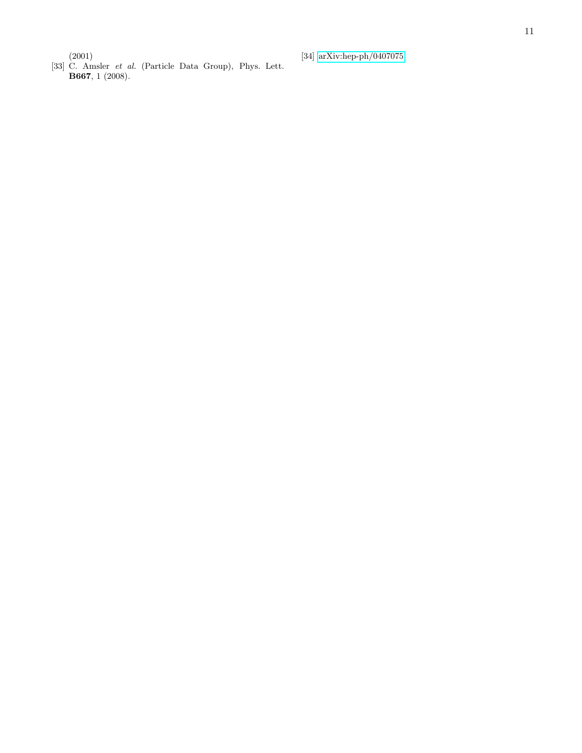(2001)

[33] C. Amsler *et al.* (Particle Data Group), Phys. Lett. **B667**, 1 (2008).

[34] arXiv:hep-ph/0407075